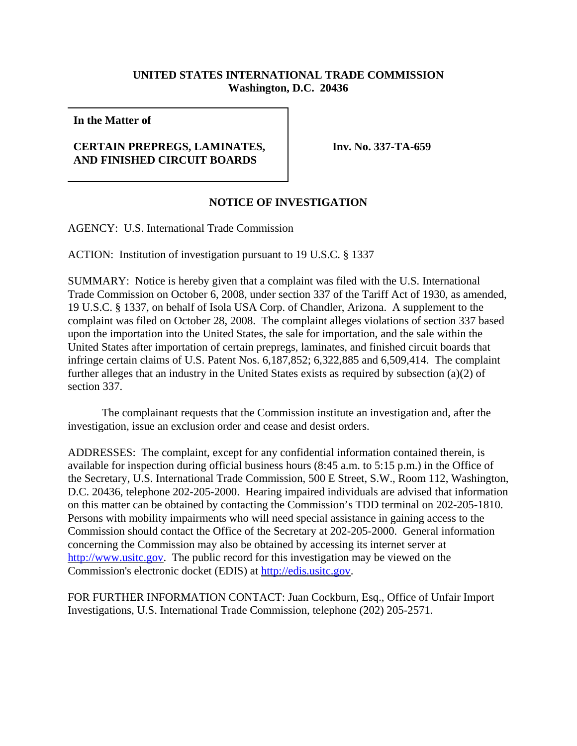**UNITED STATES INTERNATIONAL TRADE COMMISSION**
**Washington, D.C. 20436**

| **In the Matter of** <br><br> **CERTAIN PREPREGS, LAMINATES, AND FINISHED CIRCUIT BOARDS** | **Inv. No. 337-TA-659** |
|---|---|

## NOTICE OF INVESTIGATION

AGENCY: U.S. International Trade Commission

ACTION: Institution of investigation pursuant to 19 U.S.C. § 1337

SUMMARY: Notice is hereby given that a complaint was filed with the U.S. International Trade Commission on October 6, 2008, under section 337 of the Tariff Act of 1930, as amended, 19 U.S.C. § 1337, on behalf of Isola USA Corp. of Chandler, Arizona. A supplement to the complaint was filed on October 28, 2008. The complaint alleges violations of section 337 based upon the importation into the United States, the sale for importation, and the sale within the United States after importation of certain prepregs, laminates, and finished circuit boards that infringe certain claims of U.S. Patent Nos. 6,187,852; 6,322,885 and 6,509,414. The complaint further alleges that an industry in the United States exists as required by subsection (a)(2) of section 337.

The complainant requests that the Commission institute an investigation and, after the investigation, issue an exclusion order and cease and desist orders.

ADDRESSES: The complaint, except for any confidential information contained therein, is available for inspection during official business hours (8:45 a.m. to 5:15 p.m.) in the Office of the Secretary, U.S. International Trade Commission, 500 E Street, S.W., Room 112, Washington, D.C. 20436, telephone 202-205-2000. Hearing impaired individuals are advised that information on this matter can be obtained by contacting the Commission's TDD terminal on 202-205-1810. Persons with mobility impairments who will need special assistance in gaining access to the Commission should contact the Office of the Secretary at 202-205-2000. General information concerning the Commission may also be obtained by accessing its internet server at http://www.usitc.gov. The public record for this investigation may be viewed on the Commission's electronic docket (EDIS) at http://edis.usitc.gov.

FOR FURTHER INFORMATION CONTACT: Juan Cockburn, Esq., Office of Unfair Import Investigations, U.S. International Trade Commission, telephone (202) 205-2571.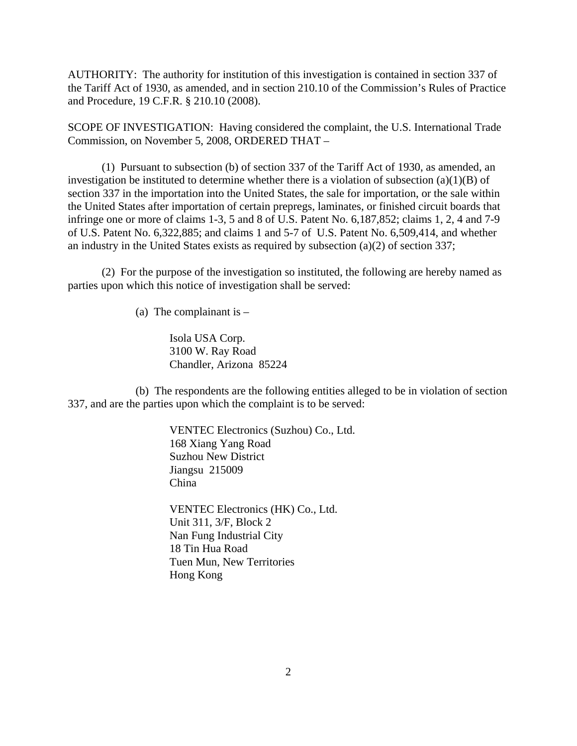AUTHORITY: The authority for institution of this investigation is contained in section 337 of the Tariff Act of 1930, as amended, and in section 210.10 of the Commission's Rules of Practice and Procedure, 19 C.F.R. § 210.10 (2008).

SCOPE OF INVESTIGATION: Having considered the complaint, the U.S. International Trade Commission, on November 5, 2008, ORDERED THAT –

(1) Pursuant to subsection (b) of section 337 of the Tariff Act of 1930, as amended, an investigation be instituted to determine whether there is a violation of subsection (a)(1)(B) of section 337 in the importation into the United States, the sale for importation, or the sale within the United States after importation of certain prepregs, laminates, or finished circuit boards that infringe one or more of claims 1-3, 5 and 8 of U.S. Patent No. 6,187,852; claims 1, 2, 4 and 7-9 of U.S. Patent No. 6,322,885; and claims 1 and 5-7 of U.S. Patent No. 6,509,414, and whether an industry in the United States exists as required by subsection (a)(2) of section 337;

(2) For the purpose of the investigation so instituted, the following are hereby named as parties upon which this notice of investigation shall be served:

(a) The complainant is –

Isola USA Corp.
3100 W. Ray Road
Chandler, Arizona 85224

(b) The respondents are the following entities alleged to be in violation of section 337, and are the parties upon which the complaint is to be served:

VENTEC Electronics (Suzhou) Co., Ltd.
168 Xiang Yang Road
Suzhou New District
Jiangsu 215009
China

VENTEC Electronics (HK) Co., Ltd.
Unit 311, 3/F, Block 2
Nan Fung Industrial City
18 Tin Hua Road
Tuen Mun, New Territories
Hong Kong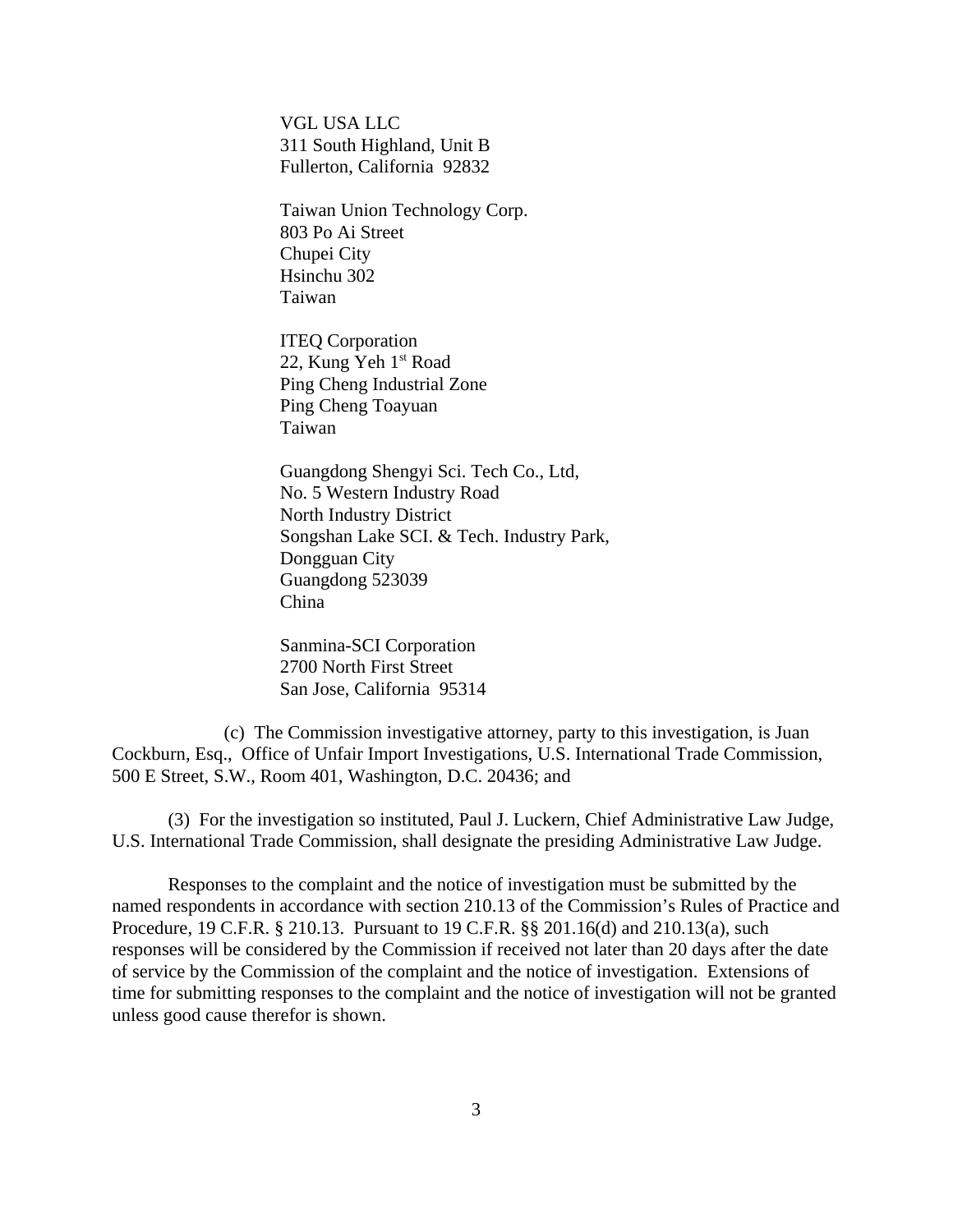VGL USA LLC
311 South Highland, Unit B
Fullerton, California 92832

Taiwan Union Technology Corp.
803 Po Ai Street
Chupei City
Hsinchu 302
Taiwan

ITEQ Corporation
22, Kung Yeh 1st Road
Ping Cheng Industrial Zone
Ping Cheng Toayuan
Taiwan

Guangdong Shengyi Sci. Tech Co., Ltd,
No. 5 Western Industry Road
North Industry District
Songshan Lake SCI. & Tech. Industry Park,
Dongguan City
Guangdong 523039
China

Sanmina-SCI Corporation
2700 North First Street
San Jose, California 95314

(c) The Commission investigative attorney, party to this investigation, is Juan Cockburn, Esq., Office of Unfair Import Investigations, U.S. International Trade Commission, 500 E Street, S.W., Room 401, Washington, D.C. 20436; and

(3) For the investigation so instituted, Paul J. Luckern, Chief Administrative Law Judge, U.S. International Trade Commission, shall designate the presiding Administrative Law Judge.

Responses to the complaint and the notice of investigation must be submitted by the named respondents in accordance with section 210.13 of the Commission's Rules of Practice and Procedure, 19 C.F.R. § 210.13. Pursuant to 19 C.F.R. §§ 201.16(d) and 210.13(a), such responses will be considered by the Commission if received not later than 20 days after the date of service by the Commission of the complaint and the notice of investigation. Extensions of time for submitting responses to the complaint and the notice of investigation will not be granted unless good cause therefor is shown.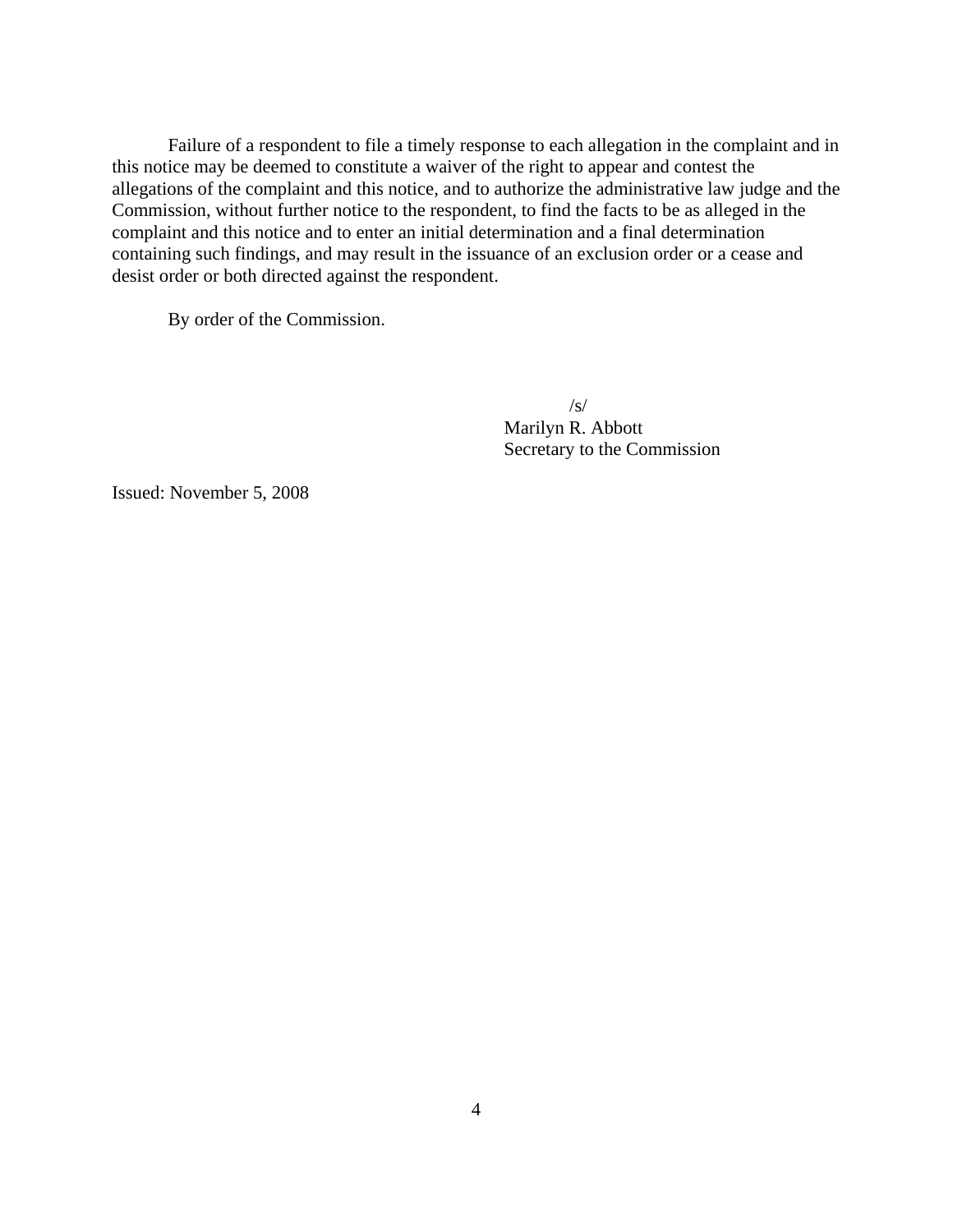Failure of a respondent to file a timely response to each allegation in the complaint and in this notice may be deemed to constitute a waiver of the right to appear and contest the allegations of the complaint and this notice, and to authorize the administrative law judge and the Commission, without further notice to the respondent, to find the facts to be as alleged in the complaint and this notice and to enter an initial determination and a final determination containing such findings, and may result in the issuance of an exclusion order or a cease and desist order or both directed against the respondent.

By order of the Commission.

/s/
Marilyn R. Abbott
Secretary to the Commission

Issued: November 5, 2008